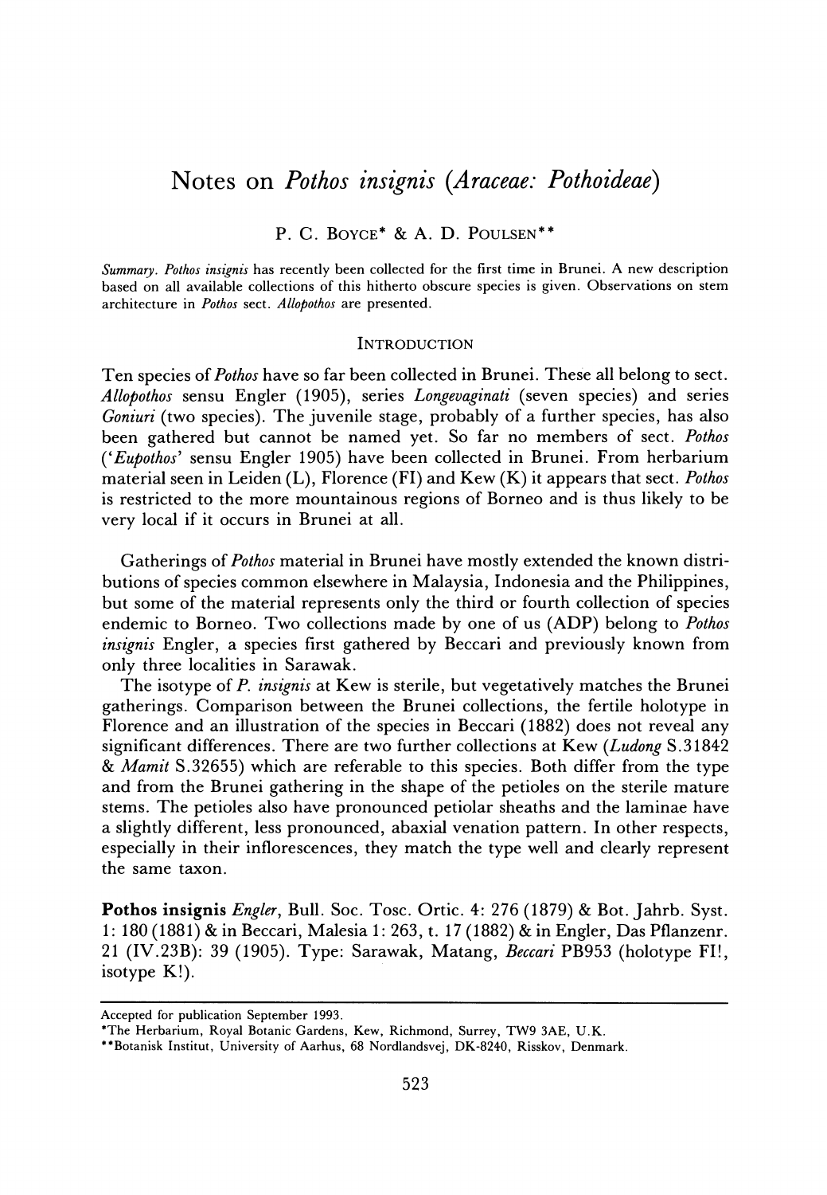# Notes on *Pothos insignis* (*Araceae: Pothoideae*)

P. C. Boyce* & A. D. Poulsen**

*Summary. Pothos insignis* has recently been collected for the first time in Brunei. A new description based on all available collections of this hitherto obscure species is given. Observations on stem architecture in *Pothos* sect. *Allopothos* are presented.

## Introduction

Ten species of *Pothos* have so far been collected in Brunei. These all belong to sect. *Allopothos* sensu Engler (1905), series *Longevaginati* (seven species) and series *Goniuri* (two species). The juvenile stage, probably of a further species, has also been gathered but cannot be named yet. So far no members of sect. *Pothos* ('*Eupothos*' sensu Engler 1905) have been collected in Brunei. From herbarium material seen in Leiden (L), Florence (FI) and Kew (K) it appears that sect. *Pothos* is restricted to the more mountainous regions of Borneo and is thus likely to be very local if it occurs in Brunei at all.

Gatherings of *Pothos* material in Brunei have mostly extended the known distributions of species common elsewhere in Malaysia, Indonesia and the Philippines, but some of the material represents only the third or fourth collection of species endemic to Borneo. Two collections made by one of us (ADP) belong to *Pothos insignis* Engler, a species first gathered by Beccari and previously known from only three localities in Sarawak.

The isotype of *P. insignis* at Kew is sterile, but vegetatively matches the Brunei gatherings. Comparison between the Brunei collections, the fertile holotype in Florence and an illustration of the species in Beccari (1882) does not reveal any significant differences. There are two further collections at Kew (*Ludong* S.31842 & *Mamit* S.32655) which are referable to this species. Both differ from the type and from the Brunei gathering in the shape of the petioles on the sterile mature stems. The petioles also have pronounced petiolar sheaths and the laminae have a slightly different, less pronounced, abaxial venation pattern. In other respects, especially in their inflorescences, they match the type well and clearly represent the same taxon.

**Pothos insignis** *Engler*, Bull. Soc. Tosc. Ortic. 4: 276 (1879) & Bot. Jahrb. Syst. 1: 180 (1881) & in Beccari, Malesia 1: 263, t. 17 (1882) & in Engler, Das Pflanzenr. 21 (IV.23B): 39 (1905). Type: Sarawak, Matang, *Beccari* PB953 (holotype FI!, isotype K!).

---

Accepted for publication September 1993.

*The Herbarium, Royal Botanic Gardens, Kew, Richmond, Surrey, TW9 3AE, U.K.

**Botanisk Institut, University of Aarhus, 68 Nordlandsvej, DK-8240, Risskov, Denmark.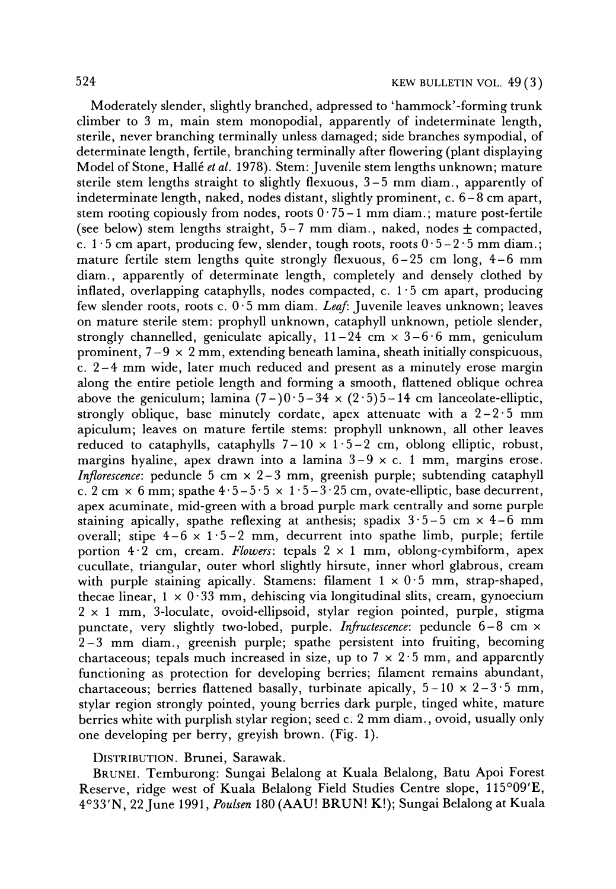Moderately slender, slightly branched, adpressed to 'hammock'-forming trunk climber to 3 m, main stem monopodial, apparently of indeterminate length, sterile, never branching terminally unless damaged; side branches sympodial, of determinate length, fertile, branching terminally after flowering (plant displaying Model of Stone, Hallé *et al.* 1978). Stem: Juvenile stem lengths unknown; mature sterile stem lengths straight to slightly flexuous, 3–5 mm diam., apparently of indeterminate length, naked, nodes distant, slightly prominent, c. 6–8 cm apart, stem rooting copiously from nodes, roots 0·75–1 mm diam.; mature post-fertile (see below) stem lengths straight, 5–7 mm diam., naked, nodes ± compacted, c. 1·5 cm apart, producing few, slender, tough roots, roots 0·5–2·5 mm diam.; mature fertile stem lengths quite strongly flexuous, 6–25 cm long, 4–6 mm diam., apparently of determinate length, completely and densely clothed by inflated, overlapping cataphylls, nodes compacted, c. 1·5 cm apart, producing few slender roots, roots c. 0·5 mm diam. *Leaf*: Juvenile leaves unknown; leaves on mature sterile stem: prophyll unknown, cataphyll unknown, petiole slender, strongly channelled, geniculate apically, 11–24 cm × 3–6·6 mm, geniculum prominent, 7–9 × 2 mm, extending beneath lamina, sheath initially conspicuous, c. 2–4 mm wide, later much reduced and present as a minutely erose margin along the entire petiole length and forming a smooth, flattened oblique ochrea above the geniculum; lamina (7–)0·5–34 × (2·5)5–14 cm lanceolate-elliptic, strongly oblique, base minutely cordate, apex attenuate with a 2–2·5 mm apiculum; leaves on mature fertile stems: prophyll unknown, all other leaves reduced to cataphylls, cataphylls 7–10 × 1·5–2 cm, oblong elliptic, robust, margins hyaline, apex drawn into a lamina 3–9 × c. 1 mm, margins erose. *Inflorescence*: peduncle 5 cm × 2–3 mm, greenish purple; subtending cataphyll c. 2 cm × 6 mm; spathe 4·5–5·5 × 1·5–3·25 cm, ovate-elliptic, base decurrent, apex acuminate, mid-green with a broad purple mark centrally and some purple staining apically, spathe reflexing at anthesis; spadix 3·5–5 cm × 4–6 mm overall; stipe 4–6 × 1·5–2 mm, decurrent into spathe limb, purple; fertile portion 4·2 cm, cream. *Flowers*: tepals 2 × 1 mm, oblong-cymbiform, apex cucullate, triangular, outer whorl slightly hirsute, inner whorl glabrous, cream with purple staining apically. Stamens: filament 1 × 0·5 mm, strap-shaped, thecae linear, 1 × 0·33 mm, dehiscing via longitudinal slits, cream, gynoecium 2 × 1 mm, 3-loculate, ovoid-ellipsoid, stylar region pointed, purple, stigma punctate, very slightly two-lobed, purple. *Infructescence*: peduncle 6–8 cm × 2–3 mm diam., greenish purple; spathe persistent into fruiting, becoming chartaceous; tepals much increased in size, up to 7 × 2·5 mm, and apparently functioning as protection for developing berries; filament remains abundant, chartaceous; berries flattened basally, turbinate apically, 5–10 × 2–3·5 mm, stylar region strongly pointed, young berries dark purple, tinged white, mature berries white with purplish stylar region; seed c. 2 mm diam., ovoid, usually only one developing per berry, greyish brown. (Fig. 1).

DISTRIBUTION. Brunei, Sarawak.

BRUNEI. Temburong: Sungai Belalong at Kuala Belalong, Batu Apoi Forest Reserve, ridge west of Kuala Belalong Field Studies Centre slope, 115°09'E, 4°33'N, 22 June 1991, *Poulsen* 180 (AAU! BRUN! K!); Sungai Belalong at Kuala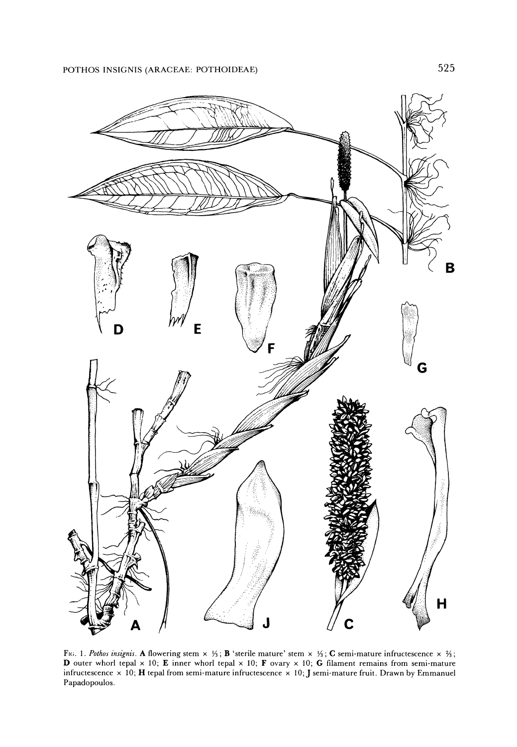FIG. 1. *Pothos insignis*. **A** flowering stem × ⅓; **B** 'sterile mature' stem × ⅓; **C** semi-mature infructescence × ⅔; **D** outer whorl tepal × 10; **E** inner whorl tepal × 10; **F** ovary × 10; **G** filament remains from semi-mature infructescence × 10; **H** tepal from semi-mature infructescence × 10; **J** semi-mature fruit. Drawn by Emmanuel Papadopoulos.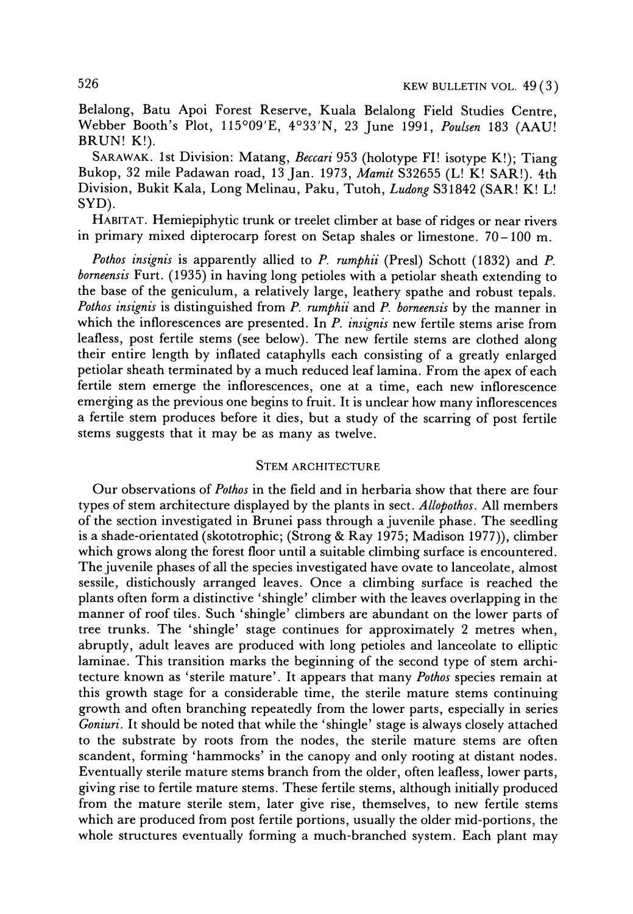Belalong, Batu Apoi Forest Reserve, Kuala Belalong Field Studies Centre, Webber Booth's Plot, 115°09'E, 4°33'N, 23 June 1991, *Poulsen* 183 (AAU! BRUN! K!).

SARAWAK. 1st Division: Matang, *Beccari* 953 (holotype FI! isotype K!); Tiang Bukop, 32 mile Padawan road, 13 Jan. 1973, *Mamit* S32655 (L! K! SAR!). 4th Division, Bukit Kala, Long Melinau, Paku, Tutoh, *Ludong* S31842 (SAR! K! L! SYD).

HABITAT. Hemiepiphytic trunk or treelet climber at base of ridges or near rivers in primary mixed dipterocarp forest on Setap shales or limestone. 70–100 m.

*Pothos insignis* is apparently allied to *P. rumphii* (Presl) Schott (1832) and *P. borneensis* Furt. (1935) in having long petioles with a petiolar sheath extending to the base of the geniculum, a relatively large, leathery spathe and robust tepals. *Pothos insignis* is distinguished from *P. rumphii* and *P. borneensis* by the manner in which the inflorescences are presented. In *P. insignis* new fertile stems arise from leafless, post fertile stems (see below). The new fertile stems are clothed along their entire length by inflated cataphylls each consisting of a greatly enlarged petiolar sheath terminated by a much reduced leaf lamina. From the apex of each fertile stem emerge the inflorescences, one at a time, each new inflorescence emerging as the previous one begins to fruit. It is unclear how many inflorescences a fertile stem produces before it dies, but a study of the scarring of post fertile stems suggests that it may be as many as twelve.

## STEM ARCHITECTURE

Our observations of *Pothos* in the field and in herbaria show that there are four types of stem architecture displayed by the plants in sect. *Allopothos*. All members of the section investigated in Brunei pass through a juvenile phase. The seedling is a shade-orientated (skototrophic; (Strong & Ray 1975; Madison 1977)), climber which grows along the forest floor until a suitable climbing surface is encountered. The juvenile phases of all the species investigated have ovate to lanceolate, almost sessile, distichously arranged leaves. Once a climbing surface is reached the plants often form a distinctive 'shingle' climber with the leaves overlapping in the manner of roof tiles. Such 'shingle' climbers are abundant on the lower parts of tree trunks. The 'shingle' stage continues for approximately 2 metres when, abruptly, adult leaves are produced with long petioles and lanceolate to elliptic laminae. This transition marks the beginning of the second type of stem architecture known as 'sterile mature'. It appears that many *Pothos* species remain at this growth stage for a considerable time, the sterile mature stems continuing growth and often branching repeatedly from the lower parts, especially in series *Goniuri*. It should be noted that while the 'shingle' stage is always closely attached to the substrate by roots from the nodes, the sterile mature stems are often scandent, forming 'hammocks' in the canopy and only rooting at distant nodes. Eventually sterile mature stems branch from the older, often leafless, lower parts, giving rise to fertile mature stems. These fertile stems, although initially produced from the mature sterile stem, later give rise, themselves, to new fertile stems which are produced from post fertile portions, usually the older mid-portions, the whole structures eventually forming a much-branched system. Each plant may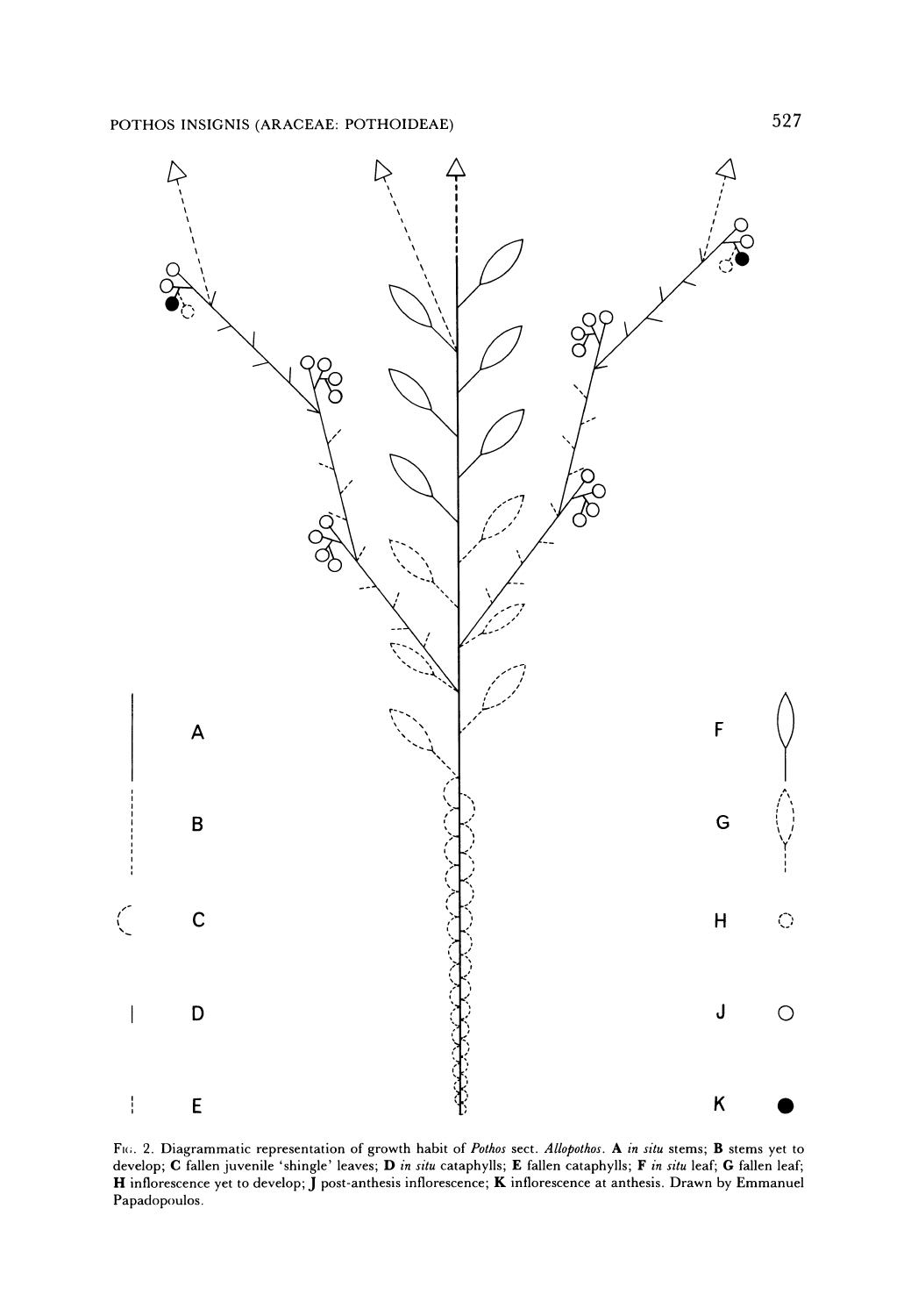FIG. 2. Diagrammatic representation of growth habit of *Pothos* sect. *Allopothos*. **A** *in situ* stems; **B** stems yet to develop; **C** fallen juvenile 'shingle' leaves; **D** *in situ* cataphylls; **E** fallen cataphylls; **F** *in situ* leaf; **G** fallen leaf; **H** inflorescence yet to develop; **J** post-anthesis inflorescence; **K** inflorescence at anthesis. Drawn by Emmanuel Papadopoulos.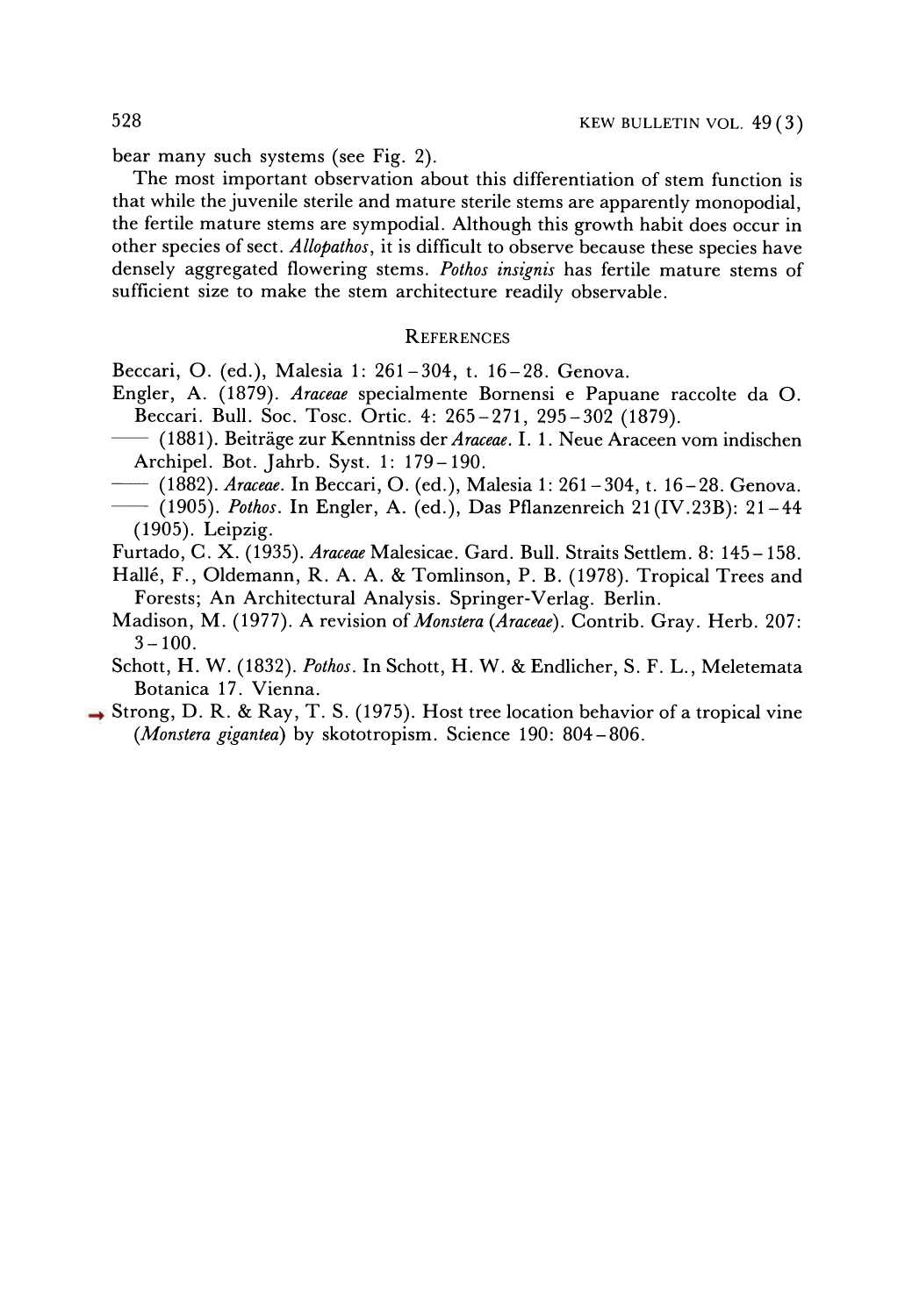bear many such systems (see Fig. 2).

The most important observation about this differentiation of stem function is that while the juvenile sterile and mature sterile stems are apparently monopodial, the fertile mature stems are sympodial. Although this growth habit does occur in other species of sect. *Allopathos*, it is difficult to observe because these species have densely aggregated flowering stems. *Pothos insignis* has fertile mature stems of sufficient size to make the stem architecture readily observable.

## References

Beccari, O. (ed.), Malesia 1: 261–304, t. 16–28. Genova.

Engler, A. (1879). *Araceae* specialmente Bornensi e Papuane raccolte da O. Beccari. Bull. Soc. Tosc. Ortic. 4: 265–271, 295–302 (1879).

—— (1881). Beiträge zur Kenntniss der *Araceae*. I. 1. Neue Araceen vom indischen Archipel. Bot. Jahrb. Syst. 1: 179–190.

—— (1882). *Araceae*. In Beccari, O. (ed.), Malesia 1: 261–304, t. 16–28. Genova.

—— (1905). *Pothos*. In Engler, A. (ed.), Das Pflanzenreich 21 (IV.23B): 21–44 (1905). Leipzig.

Furtado, C. X. (1935). *Araceae* Malesicae. Gard. Bull. Straits Settlem. 8: 145–158.

Hallé, F., Oldemann, R. A. A. & Tomlinson, P. B. (1978). Tropical Trees and Forests; An Architectural Analysis. Springer-Verlag. Berlin.

Madison, M. (1977). A revision of *Monstera* (*Araceae*). Contrib. Gray. Herb. 207: 3–100.

Schott, H. W. (1832). *Pothos*. In Schott, H. W. & Endlicher, S. F. L., Meletemata Botanica 17. Vienna.

Strong, D. R. & Ray, T. S. (1975). Host tree location behavior of a tropical vine (*Monstera gigantea*) by skototropism. Science 190: 804–806.